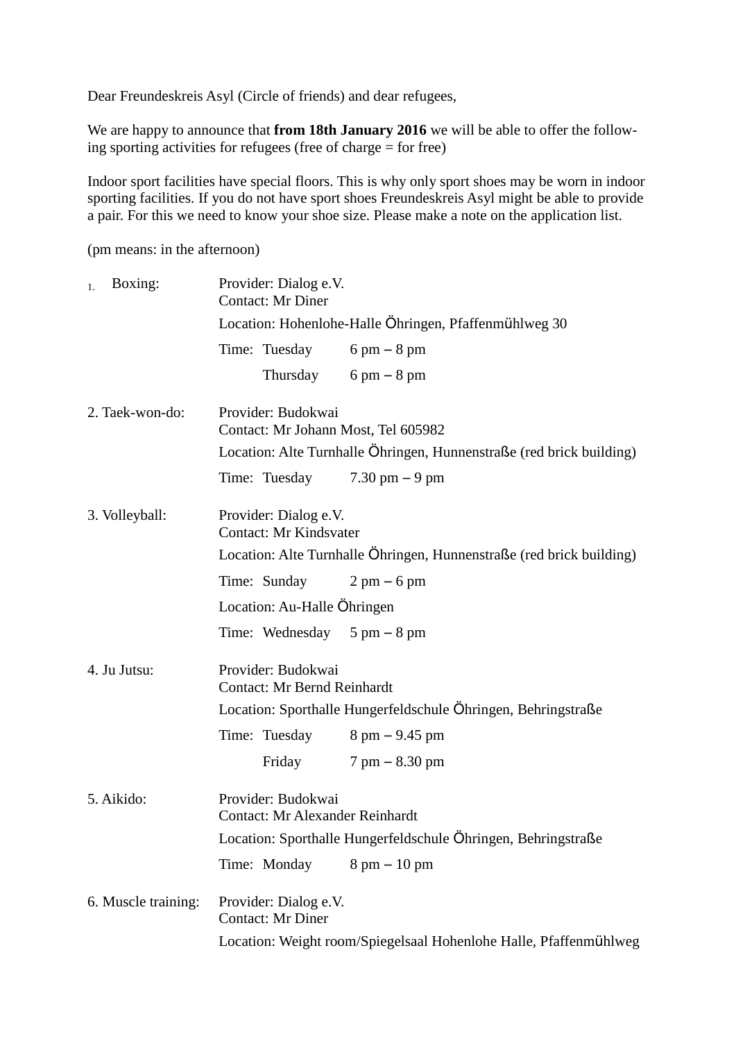Dear Freundeskreis Asyl (Circle of friends) and dear refugees,

We are happy to announce that **from 18th January 2016** we will be able to offer the following sporting activities for refugees (free of charge = for free)

Indoor sport facilities have special floors. This is why only sport shoes may be worn in indoor sporting facilities. If you do not have sport shoes Freundeskreis Asyl might be able to provide a pair. For this we need to know your shoe size. Please make a note on the application list.

(pm means: in the afternoon)

1. Boxing:

   Provider: Dialog e.V.
   Contact: Mr Diner
   Location: Hohenlohe-Halle Öhringen, Pfaffenmühlweg 30
   Time: Tuesday 6 pm – 8 pm
   Thursday 6 pm – 8 pm

2. Taek-won-do:

   Provider: Budokwai
   Contact: Mr Johann Most, Tel 605982
   Location: Alte Turnhalle Öhringen, Hunnenstraße (red brick building)
   Time: Tuesday 7.30 pm – 9 pm

3. Volleyball:

   Provider: Dialog e.V.
   Contact: Mr Kindsvater
   Location: Alte Turnhalle Öhringen, Hunnenstraße (red brick building)
   Time: Sunday 2 pm – 6 pm
   Location: Au-Halle Öhringen
   Time: Wednesday 5 pm – 8 pm

4. Ju Jutsu:

   Provider: Budokwai
   Contact: Mr Bernd Reinhardt
   Location: Sporthalle Hungerfeldschule Öhringen, Behringstraße
   Time: Tuesday 8 pm – 9.45 pm
   Friday 7 pm – 8.30 pm

5. Aikido:

   Provider: Budokwai
   Contact: Mr Alexander Reinhardt
   Location: Sporthalle Hungerfeldschule Öhringen, Behringstraße
   Time: Monday 8 pm – 10 pm

6. Muscle training:

   Provider: Dialog e.V.
   Contact: Mr Diner
   Location: Weight room/Spiegelsaal Hohenlohe Halle, Pfaffenmühlweg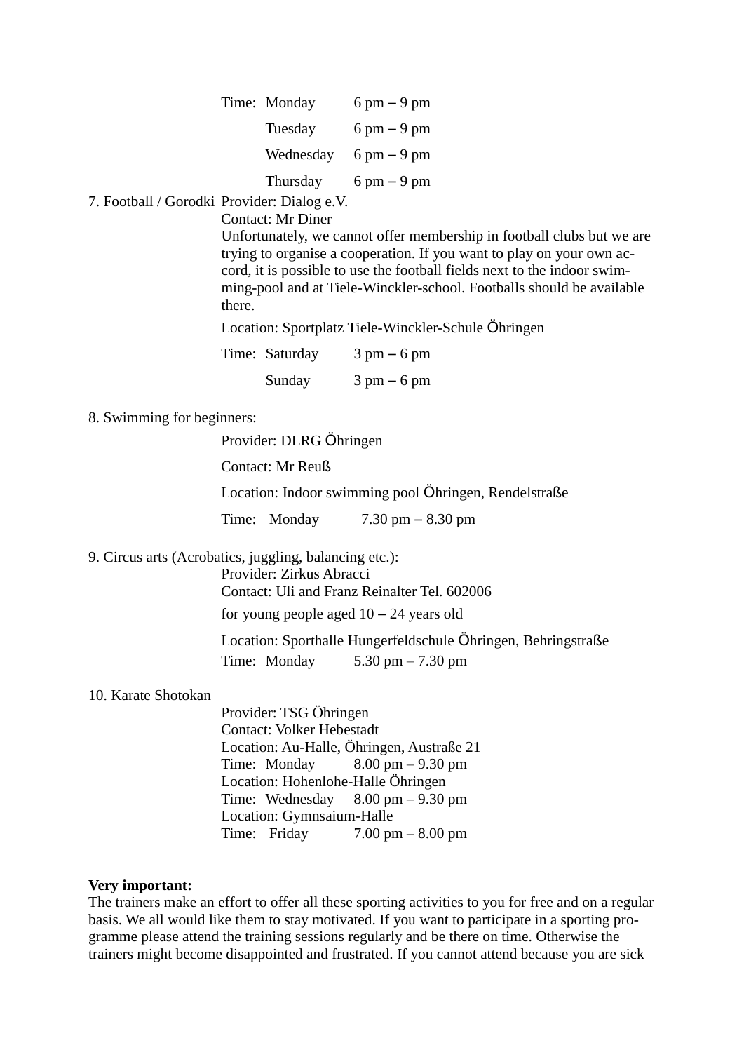Time: Monday 6 pm – 9 pm
Tuesday 6 pm – 9 pm
Wednesday 6 pm – 9 pm
Thursday 6 pm – 9 pm

7. Football / Gorodki

Provider: Dialog e.V.
Contact: Mr Diner
Unfortunately, we cannot offer membership in football clubs but we are trying to organise a cooperation. If you want to play on your own accord, it is possible to use the football fields next to the indoor swimming-pool and at Tiele-Winckler-school. Footballs should be available there.

Location: Sportplatz Tiele-Winckler-Schule Öhringen

Time: Saturday 3 pm – 6 pm
Sunday 3 pm – 6 pm

8. Swimming for beginners:

Provider: DLRG Öhringen

Contact: Mr Reuß

Location: Indoor swimming pool Öhringen, Rendelstraße

Time: Monday 7.30 pm – 8.30 pm

9. Circus arts (Acrobatics, juggling, balancing etc.):

Provider: Zirkus Abracci
Contact: Uli and Franz Reinalter Tel. 602006
for young people aged 10 – 24 years old

Location: Sporthalle Hungerfeldschule Öhringen, Behringstraße
Time: Monday 5.30 pm – 7.30 pm

10. Karate Shotokan

Provider: TSG Öhringen
Contact: Volker Hebestadt
Location: Au-Halle, Öhringen, Austraße 21
Time: Monday 8.00 pm – 9.30 pm
Location: Hohenlohe-Halle Öhringen
Time: Wednesday 8.00 pm – 9.30 pm
Location: Gymnsaium-Halle
Time: Friday 7.00 pm – 8.00 pm

**Very important:**
The trainers make an effort to offer all these sporting activities to you for free and on a regular basis. We all would like them to stay motivated. If you want to participate in a sporting programme please attend the training sessions regularly and be there on time. Otherwise the trainers might become disappointed and frustrated. If you cannot attend because you are sick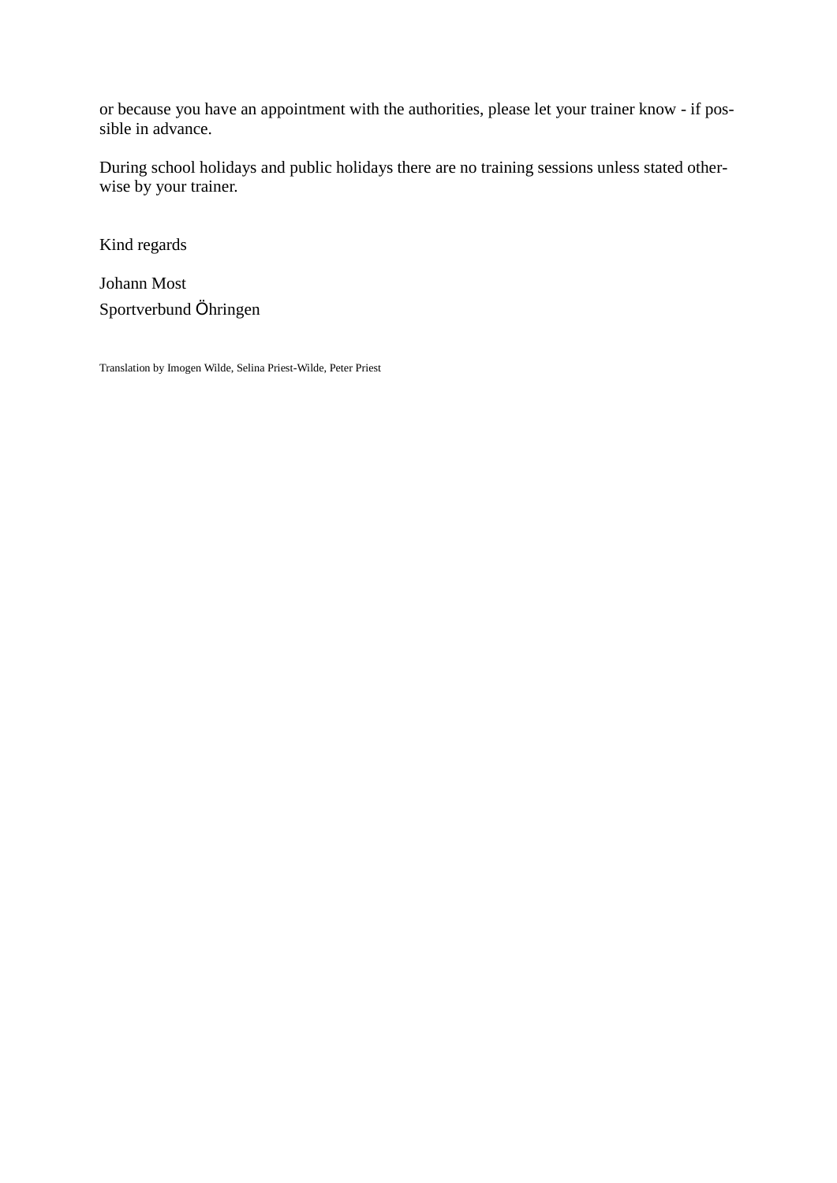or because you have an appointment with the authorities, please let your trainer know - if possible in advance.

During school holidays and public holidays there are no training sessions unless stated otherwise by your trainer.

Kind regards

Johann Most
Sportverbund Öhringen

Translation by Imogen Wilde, Selina Priest-Wilde, Peter Priest